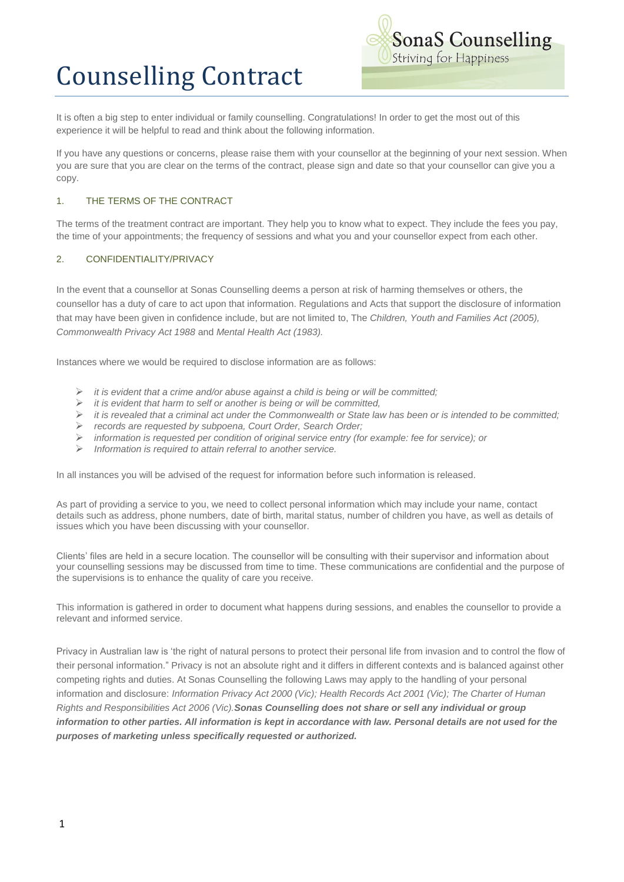# Counselling Contract

SonaS Counselling
Striving for Happiness

It is often a big step to enter individual or family counselling. Congratulations! In order to get the most out of this experience it will be helpful to read and think about the following information.

If you have any questions or concerns, please raise them with your counsellor at the beginning of your next session. When you are sure that you are clear on the terms of the contract, please sign and date so that your counsellor can give you a copy.

## 1. THE TERMS OF THE CONTRACT

The terms of the treatment contract are important. They help you to know what to expect. They include the fees you pay, the time of your appointments; the frequency of sessions and what you and your counsellor expect from each other.

## 2. CONFIDENTIALITY/PRIVACY

In the event that a counsellor at Sonas Counselling deems a person at risk of harming themselves or others, the counsellor has a duty of care to act upon that information. Regulations and Acts that support the disclosure of information that may have been given in confidence include, but are not limited to, The *Children, Youth and Families Act (2005), Commonwealth Privacy Act 1988* and *Mental Health Act (1983).*

Instances where we would be required to disclose information are as follows:

- *it is evident that a crime and/or abuse against a child is being or will be committed;*
- *it is evident that harm to self or another is being or will be committed,*
- *it is revealed that a criminal act under the Commonwealth or State law has been or is intended to be committed;*
- *records are requested by subpoena, Court Order, Search Order;*
- *information is requested per condition of original service entry (for example: fee for service); or*
- *Information is required to attain referral to another service.*

In all instances you will be advised of the request for information before such information is released.

As part of providing a service to you, we need to collect personal information which may include your name, contact details such as address, phone numbers, date of birth, marital status, number of children you have, as well as details of issues which you have been discussing with your counsellor.

Clients' files are held in a secure location. The counsellor will be consulting with their supervisor and information about your counselling sessions may be discussed from time to time. These communications are confidential and the purpose of the supervisions is to enhance the quality of care you receive.

This information is gathered in order to document what happens during sessions, and enables the counsellor to provide a relevant and informed service.

Privacy in Australian law is 'the right of natural persons to protect their personal life from invasion and to control the flow of their personal information." Privacy is not an absolute right and it differs in different contexts and is balanced against other competing rights and duties. At Sonas Counselling the following Laws may apply to the handling of your personal information and disclosure: *Information Privacy Act 2000 (Vic); Health Records Act 2001 (Vic); The Charter of Human Rights and Responsibilities Act 2006 (Vic).* ***Sonas Counselling does not share or sell any individual or group information to other parties. All information is kept in accordance with law. Personal details are not used for the purposes of marketing unless specifically requested or authorized.***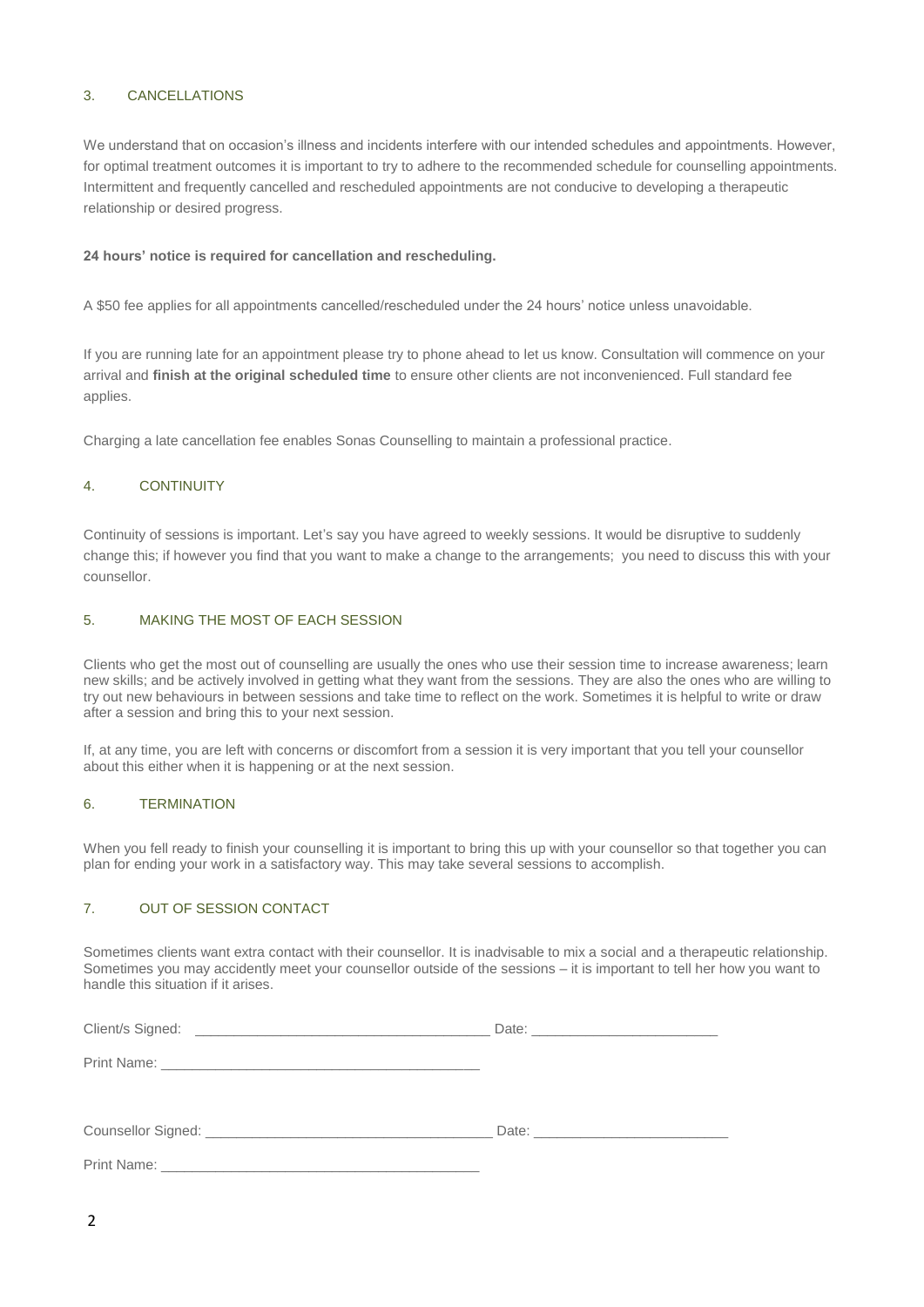## 3. CANCELLATIONS

We understand that on occasion's illness and incidents interfere with our intended schedules and appointments. However, for optimal treatment outcomes it is important to try to adhere to the recommended schedule for counselling appointments. Intermittent and frequently cancelled and rescheduled appointments are not conducive to developing a therapeutic relationship or desired progress.

**24 hours' notice is required for cancellation and rescheduling.**

A $50 fee applies for all appointments cancelled/rescheduled under the 24 hours' notice unless unavoidable.

If you are running late for an appointment please try to phone ahead to let us know. Consultation will commence on your arrival and **finish at the original scheduled time** to ensure other clients are not inconvenienced. Full standard fee applies.

Charging a late cancellation fee enables Sonas Counselling to maintain a professional practice.

## 4. CONTINUITY

Continuity of sessions is important. Let's say you have agreed to weekly sessions. It would be disruptive to suddenly change this; if however you find that you want to make a change to the arrangements; you need to discuss this with your counsellor.

## 5. MAKING THE MOST OF EACH SESSION

Clients who get the most out of counselling are usually the ones who use their session time to increase awareness; learn new skills; and be actively involved in getting what they want from the sessions. They are also the ones who are willing to try out new behaviours in between sessions and take time to reflect on the work. Sometimes it is helpful to write or draw after a session and bring this to your next session.

If, at any time, you are left with concerns or discomfort from a session it is very important that you tell your counsellor about this either when it is happening or at the next session.

## 6. TERMINATION

When you fell ready to finish your counselling it is important to bring this up with your counsellor so that together you can plan for ending your work in a satisfactory way. This may take several sessions to accomplish.

## 7. OUT OF SESSION CONTACT

Sometimes clients want extra contact with their counsellor. It is inadvisable to mix a social and a therapeutic relationship. Sometimes you may accidently meet your counsellor outside of the sessions – it is important to tell her how you want to handle this situation if it arises.

Client/s Signed: ______________________________________ Date: ________________________

Print Name: __________________________________________

Counsellor Signed: _____________________________________ Date: _________________________

Print Name: __________________________________________